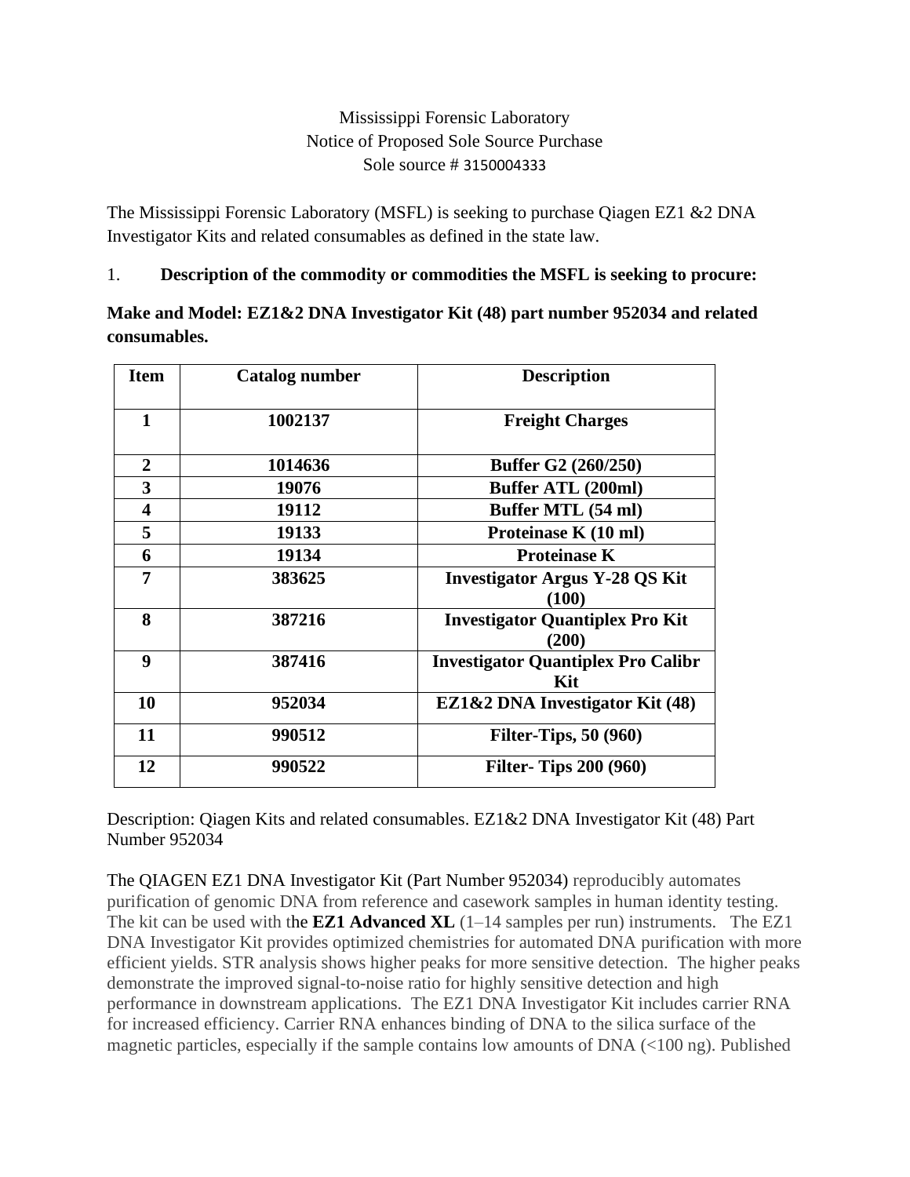Mississippi Forensic Laboratory
Notice of Proposed Sole Source Purchase
Sole source # 3150004333

The Mississippi Forensic Laboratory (MSFL) is seeking to purchase Qiagen EZ1 &2 DNA Investigator Kits and related consumables as defined in the state law.

1. **Description of the commodity or commodities the MSFL is seeking to procure:**

**Make and Model: EZ1&2 DNA Investigator Kit (48) part number 952034 and related consumables.**

| Item | Catalog number | Description |
|---|---|---|
| **1** | **1002137** | **Freight Charges** |
| **2** | **1014636** | **Buffer G2 (260/250)** |
| **3** | **19076** | **Buffer ATL (200ml)** |
| **4** | **19112** | **Buffer MTL (54 ml)** |
| **5** | **19133** | **Proteinase K (10 ml)** |
| **6** | **19134** | **Proteinase K** |
| **7** | **383625** | **Investigator Argus Y-28 QS Kit (100)** |
| **8** | **387216** | **Investigator Quantiplex Pro Kit (200)** |
| **9** | **387416** | **Investigator Quantiplex Pro Calibr Kit** |
| **10** | **952034** | **EZ1&2 DNA Investigator Kit (48)** |
| **11** | **990512** | **Filter-Tips, 50 (960)** |
| **12** | **990522** | **Filter- Tips 200 (960)** |

Description: Qiagen Kits and related consumables. EZ1&2 DNA Investigator Kit (48) Part Number 952034

The QIAGEN EZ1 DNA Investigator Kit (Part Number 952034) reproducibly automates purification of genomic DNA from reference and casework samples in human identity testing. The kit can be used with the **EZ1 Advanced XL** (1–14 samples per run) instruments. The EZ1 DNA Investigator Kit provides optimized chemistries for automated DNA purification with more efficient yields. STR analysis shows higher peaks for more sensitive detection. The higher peaks demonstrate the improved signal-to-noise ratio for highly sensitive detection and high performance in downstream applications. The EZ1 DNA Investigator Kit includes carrier RNA for increased efficiency. Carrier RNA enhances binding of DNA to the silica surface of the magnetic particles, especially if the sample contains low amounts of DNA (<100 ng). Published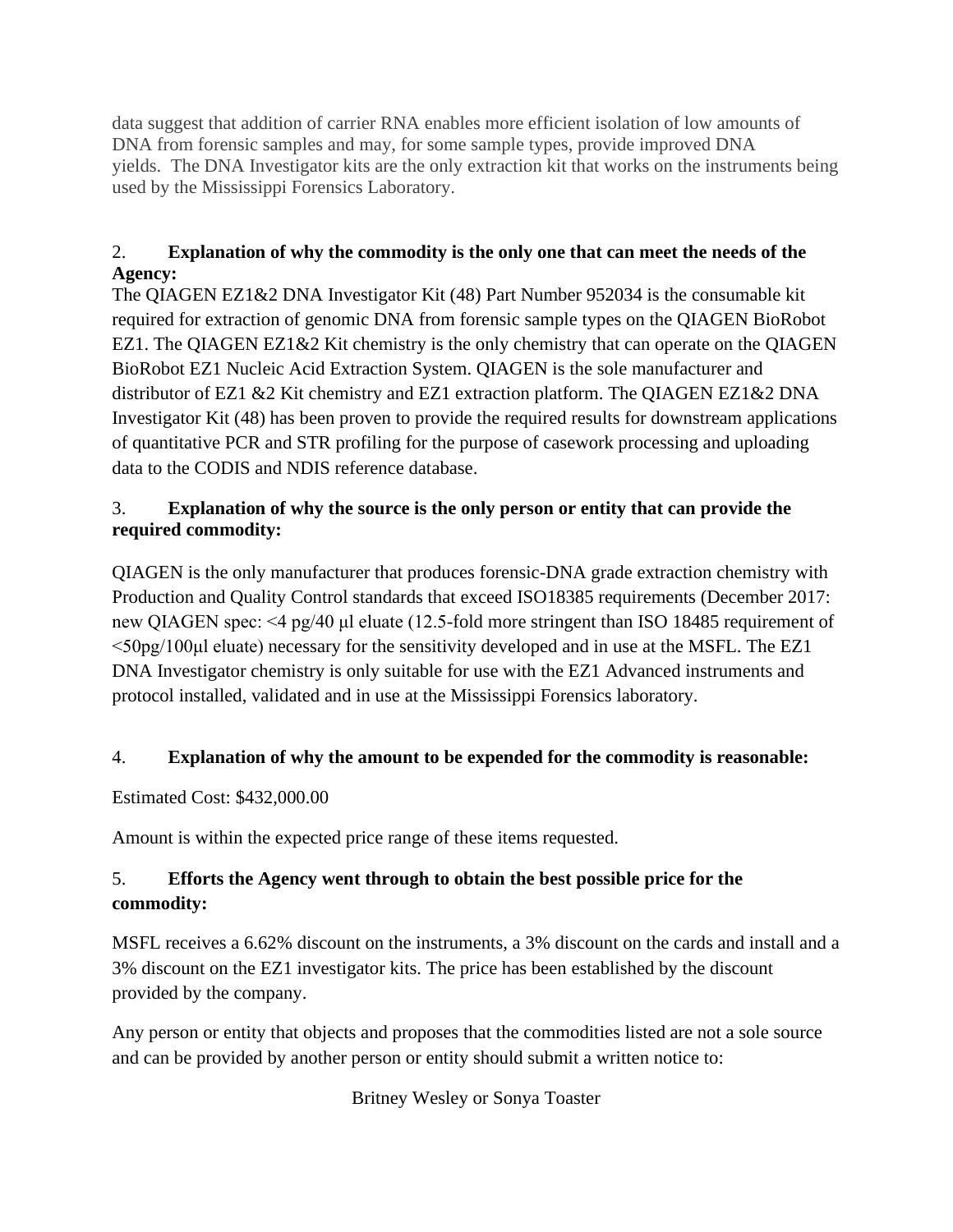data suggest that addition of carrier RNA enables more efficient isolation of low amounts of DNA from forensic samples and may, for some sample types, provide improved DNA yields. The DNA Investigator kits are the only extraction kit that works on the instruments being used by the Mississippi Forensics Laboratory.

2. **Explanation of why the commodity is the only one that can meet the needs of the Agency:**

The QIAGEN EZ1&2 DNA Investigator Kit (48) Part Number 952034 is the consumable kit required for extraction of genomic DNA from forensic sample types on the QIAGEN BioRobot EZ1. The QIAGEN EZ1&2 Kit chemistry is the only chemistry that can operate on the QIAGEN BioRobot EZ1 Nucleic Acid Extraction System. QIAGEN is the sole manufacturer and distributor of EZ1 &2 Kit chemistry and EZ1 extraction platform. The QIAGEN EZ1&2 DNA Investigator Kit (48) has been proven to provide the required results for downstream applications of quantitative PCR and STR profiling for the purpose of casework processing and uploading data to the CODIS and NDIS reference database.

3. **Explanation of why the source is the only person or entity that can provide the required commodity:**

QIAGEN is the only manufacturer that produces forensic-DNA grade extraction chemistry with Production and Quality Control standards that exceed ISO18385 requirements (December 2017: new QIAGEN spec: <4 pg/40 µl eluate (12.5-fold more stringent than ISO 18485 requirement of <50pg/100µl eluate) necessary for the sensitivity developed and in use at the MSFL. The EZ1 DNA Investigator chemistry is only suitable for use with the EZ1 Advanced instruments and protocol installed, validated and in use at the Mississippi Forensics laboratory.

4. **Explanation of why the amount to be expended for the commodity is reasonable:**

Estimated Cost: $432,000.00

Amount is within the expected price range of these items requested.

5. **Efforts the Agency went through to obtain the best possible price for the commodity:**

MSFL receives a 6.62% discount on the instruments, a 3% discount on the cards and install and a 3% discount on the EZ1 investigator kits. The price has been established by the discount provided by the company.

Any person or entity that objects and proposes that the commodities listed are not a sole source and can be provided by another person or entity should submit a written notice to:

Britney Wesley or Sonya Toaster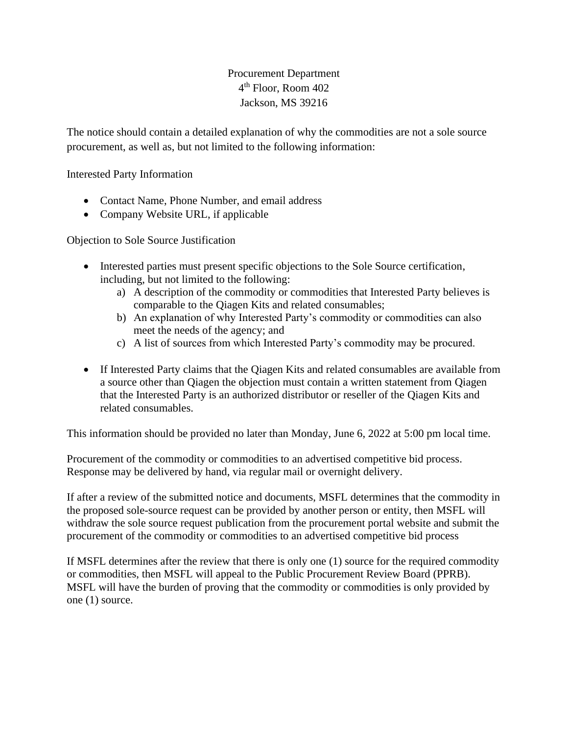Procurement Department
4th Floor, Room 402
Jackson, MS 39216

The notice should contain a detailed explanation of why the commodities are not a sole source procurement, as well as, but not limited to the following information:

Interested Party Information

- Contact Name, Phone Number, and email address
- Company Website URL, if applicable

Objection to Sole Source Justification

- Interested parties must present specific objections to the Sole Source certification, including, but not limited to the following:
  a) A description of the commodity or commodities that Interested Party believes is comparable to the Qiagen Kits and related consumables;
  b) An explanation of why Interested Party's commodity or commodities can also meet the needs of the agency; and
  c) A list of sources from which Interested Party's commodity may be procured.
- If Interested Party claims that the Qiagen Kits and related consumables are available from a source other than Qiagen the objection must contain a written statement from Qiagen that the Interested Party is an authorized distributor or reseller of the Qiagen Kits and related consumables.

This information should be provided no later than Monday, June 6, 2022 at 5:00 pm local time.

Procurement of the commodity or commodities to an advertised competitive bid process. Response may be delivered by hand, via regular mail or overnight delivery.

If after a review of the submitted notice and documents, MSFL determines that the commodity in the proposed sole-source request can be provided by another person or entity, then MSFL will withdraw the sole source request publication from the procurement portal website and submit the procurement of the commodity or commodities to an advertised competitive bid process

If MSFL determines after the review that there is only one (1) source for the required commodity or commodities, then MSFL will appeal to the Public Procurement Review Board (PPRB). MSFL will have the burden of proving that the commodity or commodities is only provided by one (1) source.